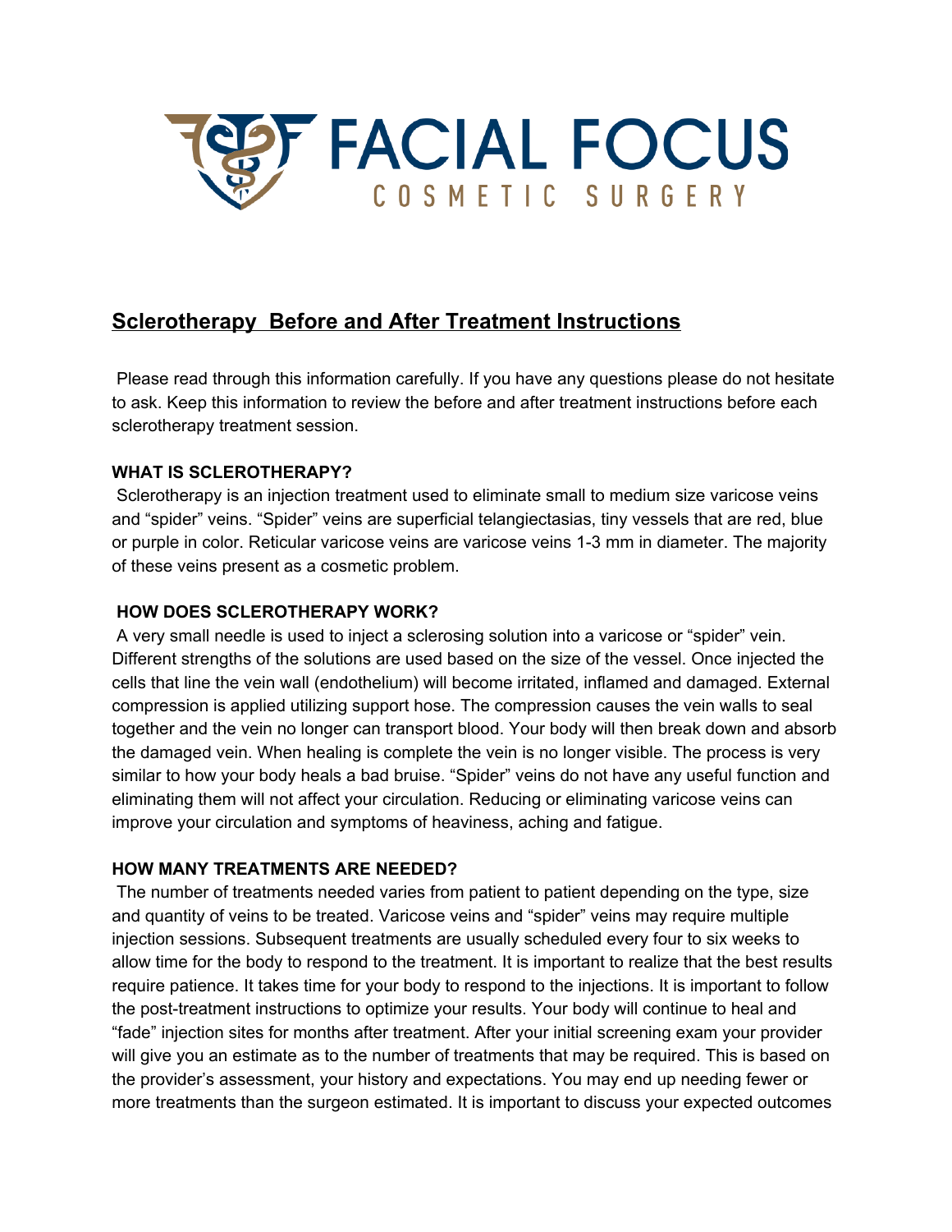FACIAL FOCUS
COSMETIC SURGERY

## Sclerotherapy  Before and After Treatment Instructions

Please read through this information carefully. If you have any questions please do not hesitate to ask. Keep this information to review the before and after treatment instructions before each sclerotherapy treatment session.

**WHAT IS SCLEROTHERAPY?**

Sclerotherapy is an injection treatment used to eliminate small to medium size varicose veins and "spider" veins. "Spider" veins are superficial telangiectasias, tiny vessels that are red, blue or purple in color. Reticular varicose veins are varicose veins 1-3 mm in diameter. The majority of these veins present as a cosmetic problem.

**HOW DOES SCLEROTHERAPY WORK?**

A very small needle is used to inject a sclerosing solution into a varicose or "spider" vein. Different strengths of the solutions are used based on the size of the vessel. Once injected the cells that line the vein wall (endothelium) will become irritated, inflamed and damaged. External compression is applied utilizing support hose. The compression causes the vein walls to seal together and the vein no longer can transport blood. Your body will then break down and absorb the damaged vein. When healing is complete the vein is no longer visible. The process is very similar to how your body heals a bad bruise. "Spider" veins do not have any useful function and eliminating them will not affect your circulation. Reducing or eliminating varicose veins can improve your circulation and symptoms of heaviness, aching and fatigue.

**HOW MANY TREATMENTS ARE NEEDED?**

The number of treatments needed varies from patient to patient depending on the type, size and quantity of veins to be treated. Varicose veins and "spider" veins may require multiple injection sessions. Subsequent treatments are usually scheduled every four to six weeks to allow time for the body to respond to the treatment. It is important to realize that the best results require patience. It takes time for your body to respond to the injections. It is important to follow the post-treatment instructions to optimize your results. Your body will continue to heal and "fade" injection sites for months after treatment. After your initial screening exam your provider will give you an estimate as to the number of treatments that may be required. This is based on the provider's assessment, your history and expectations. You may end up needing fewer or more treatments than the surgeon estimated. It is important to discuss your expected outcomes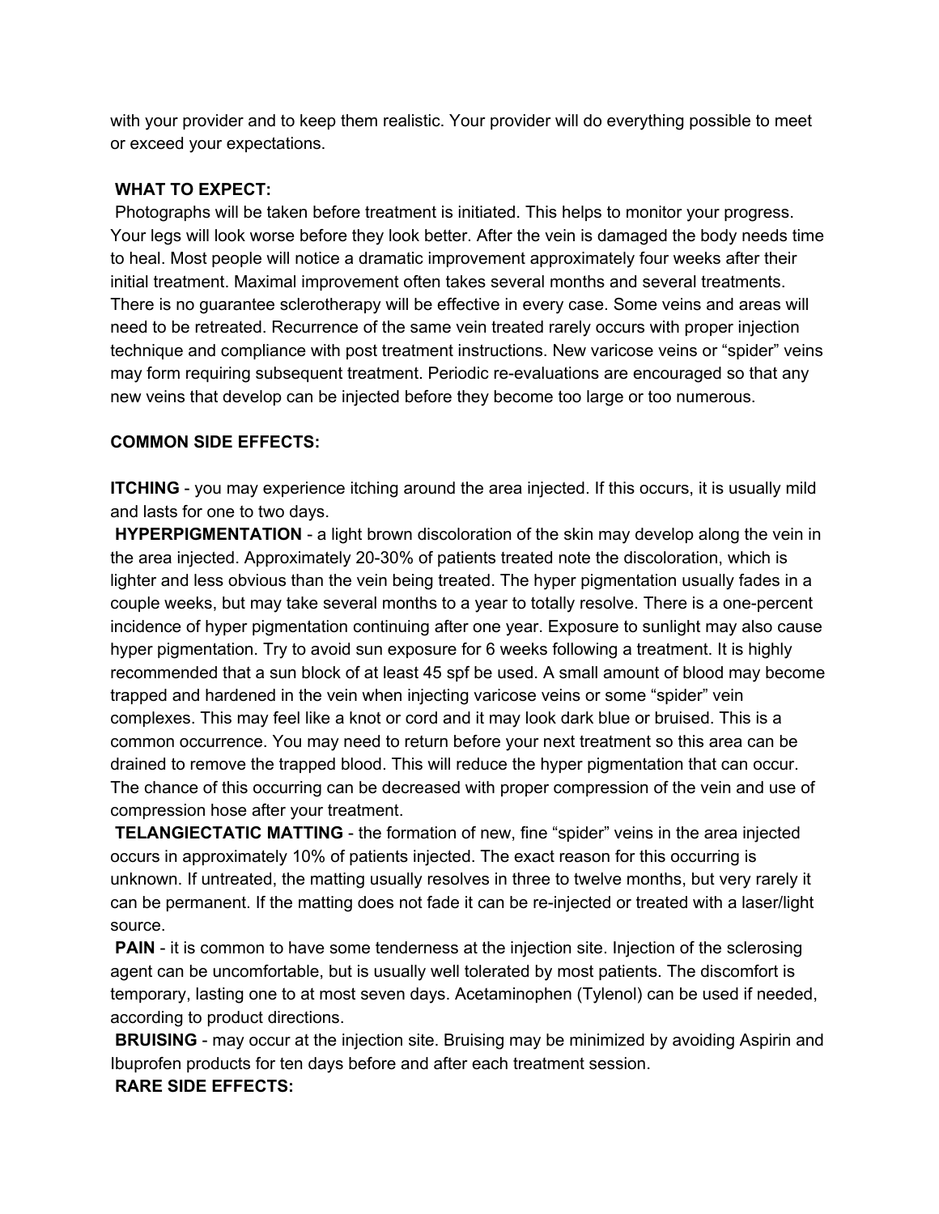with your provider and to keep them realistic. Your provider will do everything possible to meet or exceed your expectations.

**WHAT TO EXPECT:**

Photographs will be taken before treatment is initiated. This helps to monitor your progress. Your legs will look worse before they look better. After the vein is damaged the body needs time to heal. Most people will notice a dramatic improvement approximately four weeks after their initial treatment. Maximal improvement often takes several months and several treatments. There is no guarantee sclerotherapy will be effective in every case. Some veins and areas will need to be retreated. Recurrence of the same vein treated rarely occurs with proper injection technique and compliance with post treatment instructions. New varicose veins or "spider" veins may form requiring subsequent treatment. Periodic re-evaluations are encouraged so that any new veins that develop can be injected before they become too large or too numerous.

**COMMON SIDE EFFECTS:**

**ITCHING** - you may experience itching around the area injected. If this occurs, it is usually mild and lasts for one to two days.

**HYPERPIGMENTATION** - a light brown discoloration of the skin may develop along the vein in the area injected. Approximately 20-30% of patients treated note the discoloration, which is lighter and less obvious than the vein being treated. The hyper pigmentation usually fades in a couple weeks, but may take several months to a year to totally resolve. There is a one-percent incidence of hyper pigmentation continuing after one year. Exposure to sunlight may also cause hyper pigmentation. Try to avoid sun exposure for 6 weeks following a treatment. It is highly recommended that a sun block of at least 45 spf be used. A small amount of blood may become trapped and hardened in the vein when injecting varicose veins or some "spider" vein complexes. This may feel like a knot or cord and it may look dark blue or bruised. This is a common occurrence. You may need to return before your next treatment so this area can be drained to remove the trapped blood. This will reduce the hyper pigmentation that can occur. The chance of this occurring can be decreased with proper compression of the vein and use of compression hose after your treatment.

**TELANGIECTATIC MATTING** - the formation of new, fine "spider" veins in the area injected occurs in approximately 10% of patients injected. The exact reason for this occurring is unknown. If untreated, the matting usually resolves in three to twelve months, but very rarely it can be permanent. If the matting does not fade it can be re-injected or treated with a laser/light source.

**PAIN** - it is common to have some tenderness at the injection site. Injection of the sclerosing agent can be uncomfortable, but is usually well tolerated by most patients. The discomfort is temporary, lasting one to at most seven days. Acetaminophen (Tylenol) can be used if needed, according to product directions.

**BRUISING** - may occur at the injection site. Bruising may be minimized by avoiding Aspirin and Ibuprofen products for ten days before and after each treatment session.

**RARE SIDE EFFECTS:**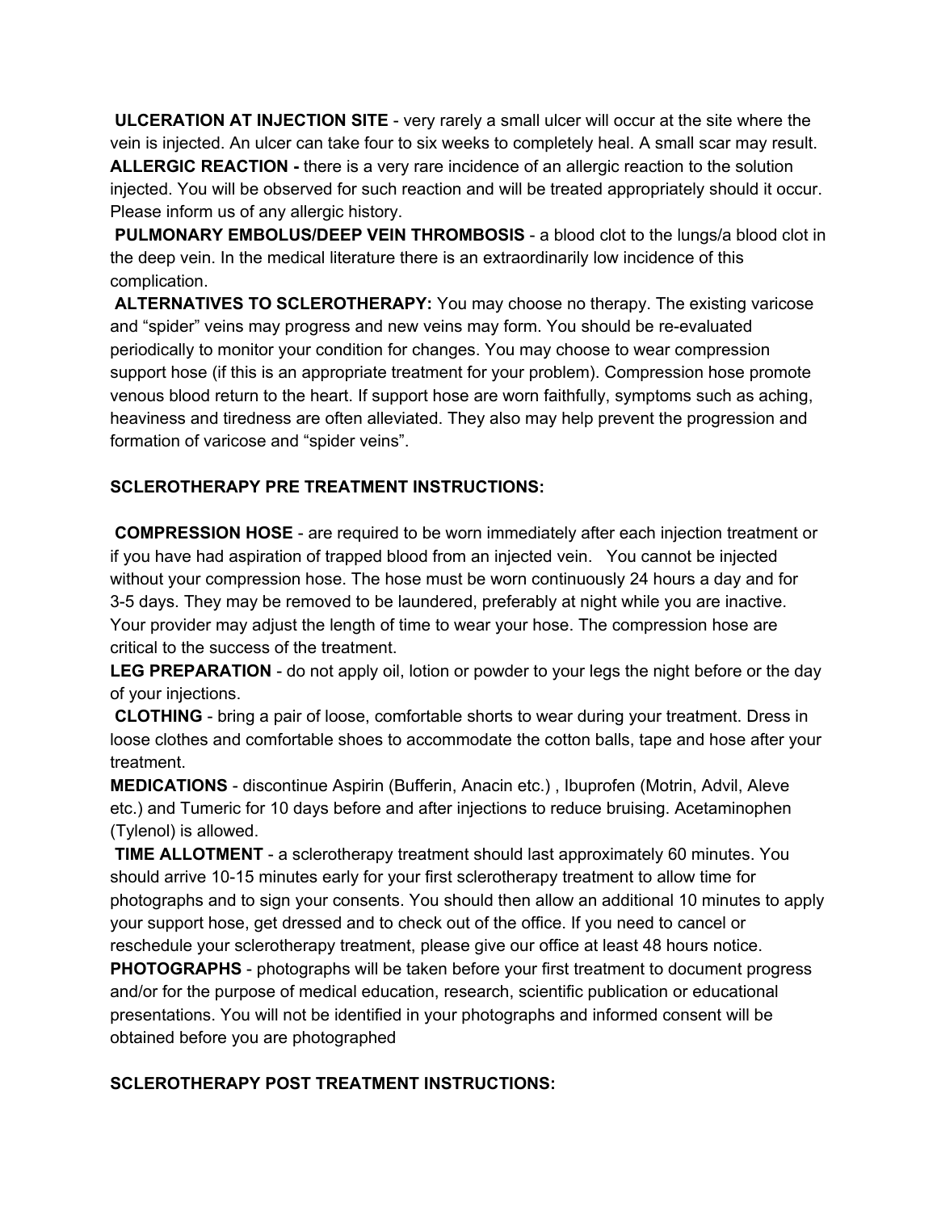**ULCERATION AT INJECTION SITE** - very rarely a small ulcer will occur at the site where the vein is injected. An ulcer can take four to six weeks to completely heal. A small scar may result.

**ALLERGIC REACTION -** there is a very rare incidence of an allergic reaction to the solution injected. You will be observed for such reaction and will be treated appropriately should it occur. Please inform us of any allergic history.

**PULMONARY EMBOLUS/DEEP VEIN THROMBOSIS** - a blood clot to the lungs/a blood clot in the deep vein. In the medical literature there is an extraordinarily low incidence of this complication.

**ALTERNATIVES TO SCLEROTHERAPY:** You may choose no therapy. The existing varicose and "spider" veins may progress and new veins may form. You should be re-evaluated periodically to monitor your condition for changes. You may choose to wear compression support hose (if this is an appropriate treatment for your problem). Compression hose promote venous blood return to the heart. If support hose are worn faithfully, symptoms such as aching, heaviness and tiredness are often alleviated. They also may help prevent the progression and formation of varicose and "spider veins".

## SCLEROTHERAPY PRE TREATMENT INSTRUCTIONS:

**COMPRESSION HOSE** - are required to be worn immediately after each injection treatment or if you have had aspiration of trapped blood from an injected vein. You cannot be injected without your compression hose. The hose must be worn continuously 24 hours a day and for 3-5 days. They may be removed to be laundered, preferably at night while you are inactive. Your provider may adjust the length of time to wear your hose. The compression hose are critical to the success of the treatment.

**LEG PREPARATION** - do not apply oil, lotion or powder to your legs the night before or the day of your injections.

**CLOTHING** - bring a pair of loose, comfortable shorts to wear during your treatment. Dress in loose clothes and comfortable shoes to accommodate the cotton balls, tape and hose after your treatment.

**MEDICATIONS** - discontinue Aspirin (Bufferin, Anacin etc.) , Ibuprofen (Motrin, Advil, Aleve etc.) and Tumeric for 10 days before and after injections to reduce bruising. Acetaminophen (Tylenol) is allowed.

**TIME ALLOTMENT** - a sclerotherapy treatment should last approximately 60 minutes. You should arrive 10-15 minutes early for your first sclerotherapy treatment to allow time for photographs and to sign your consents. You should then allow an additional 10 minutes to apply your support hose, get dressed and to check out of the office. If you need to cancel or reschedule your sclerotherapy treatment, please give our office at least 48 hours notice.

**PHOTOGRAPHS** - photographs will be taken before your first treatment to document progress and/or for the purpose of medical education, research, scientific publication or educational presentations. You will not be identified in your photographs and informed consent will be obtained before you are photographed

## SCLEROTHERAPY POST TREATMENT INSTRUCTIONS: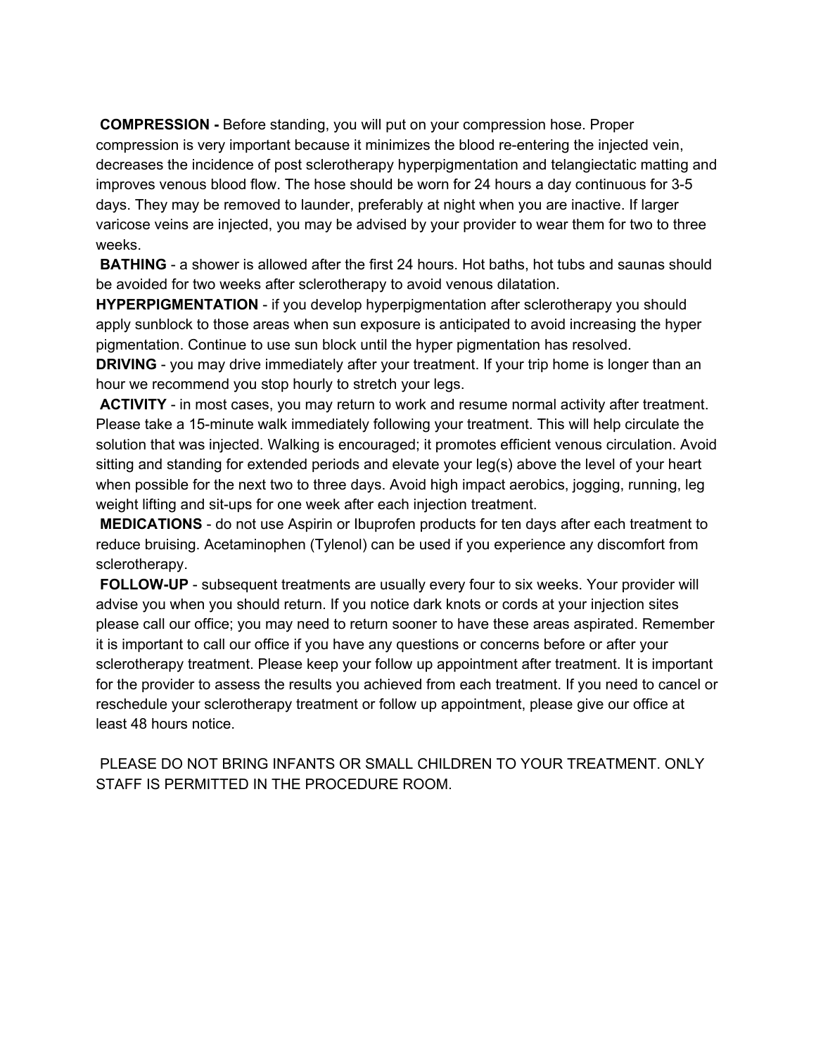**COMPRESSION -** Before standing, you will put on your compression hose. Proper compression is very important because it minimizes the blood re-entering the injected vein, decreases the incidence of post sclerotherapy hyperpigmentation and telangiectatic matting and improves venous blood flow. The hose should be worn for 24 hours a day continuous for 3-5 days. They may be removed to launder, preferably at night when you are inactive. If larger varicose veins are injected, you may be advised by your provider to wear them for two to three weeks.

**BATHING** - a shower is allowed after the first 24 hours. Hot baths, hot tubs and saunas should be avoided for two weeks after sclerotherapy to avoid venous dilatation.

**HYPERPIGMENTATION** - if you develop hyperpigmentation after sclerotherapy you should apply sunblock to those areas when sun exposure is anticipated to avoid increasing the hyper pigmentation. Continue to use sun block until the hyper pigmentation has resolved.

**DRIVING** - you may drive immediately after your treatment. If your trip home is longer than an hour we recommend you stop hourly to stretch your legs.

**ACTIVITY** - in most cases, you may return to work and resume normal activity after treatment. Please take a 15-minute walk immediately following your treatment. This will help circulate the solution that was injected. Walking is encouraged; it promotes efficient venous circulation. Avoid sitting and standing for extended periods and elevate your leg(s) above the level of your heart when possible for the next two to three days. Avoid high impact aerobics, jogging, running, leg weight lifting and sit-ups for one week after each injection treatment.

**MEDICATIONS** - do not use Aspirin or Ibuprofen products for ten days after each treatment to reduce bruising. Acetaminophen (Tylenol) can be used if you experience any discomfort from sclerotherapy.

**FOLLOW-UP** - subsequent treatments are usually every four to six weeks. Your provider will advise you when you should return. If you notice dark knots or cords at your injection sites please call our office; you may need to return sooner to have these areas aspirated. Remember it is important to call our office if you have any questions or concerns before or after your sclerotherapy treatment. Please keep your follow up appointment after treatment. It is important for the provider to assess the results you achieved from each treatment. If you need to cancel or reschedule your sclerotherapy treatment or follow up appointment, please give our office at least 48 hours notice.

PLEASE DO NOT BRING INFANTS OR SMALL CHILDREN TO YOUR TREATMENT. ONLY STAFF IS PERMITTED IN THE PROCEDURE ROOM.